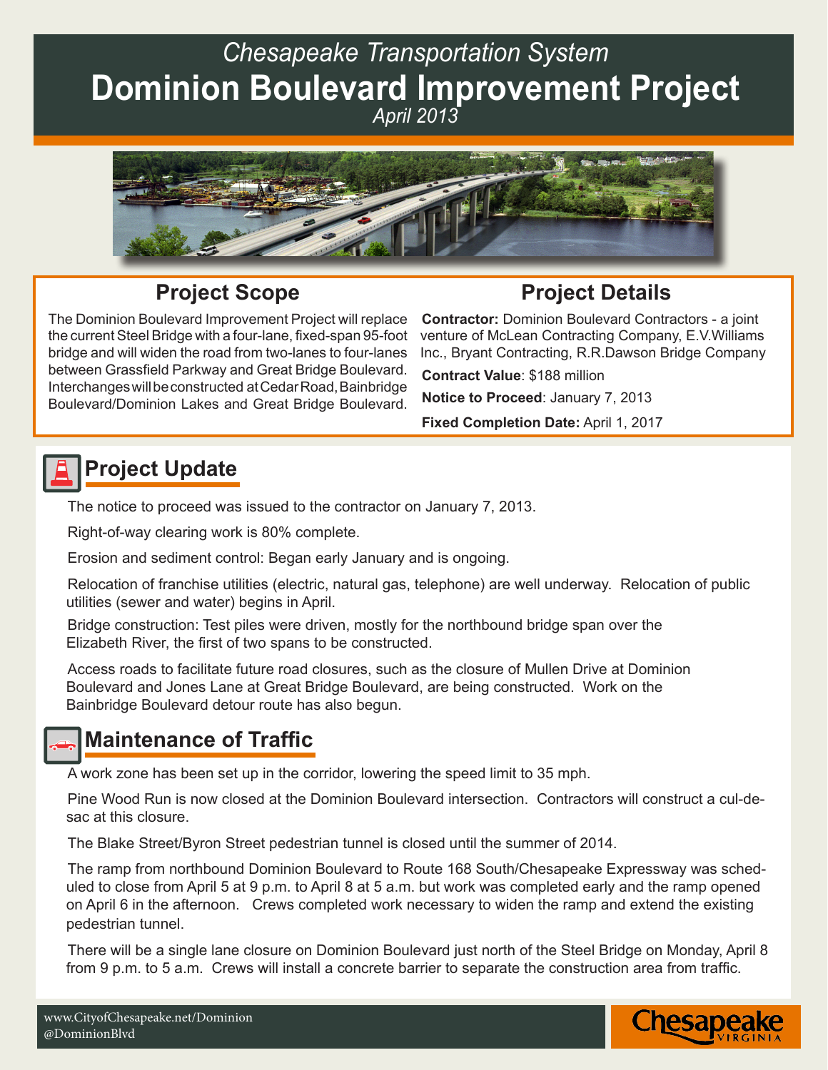*Chesapeake Transportation System*

# Dominion Boulevard Improvement Project

*April 2013*

## Project Scope

The Dominion Boulevard Improvement Project will replace the current Steel Bridge with a four-lane, fixed-span 95-foot bridge and will widen the road from two-lanes to four-lanes between Grassfield Parkway and Great Bridge Boulevard. Interchanges will be constructed at Cedar Road, Bainbridge Boulevard/Dominion Lakes and Great Bridge Boulevard.

## Project Details

**Contractor:** Dominion Boulevard Contractors - a joint venture of McLean Contracting Company, E.V.Williams Inc., Bryant Contracting, R.R.Dawson Bridge Company

**Contract Value**: $188 million

**Notice to Proceed**: January 7, 2013

**Fixed Completion Date:** April 1, 2017

## Project Update

The notice to proceed was issued to the contractor on January 7, 2013.

Right-of-way clearing work is 80% complete.

Erosion and sediment control: Began early January and is ongoing.

Relocation of franchise utilities (electric, natural gas, telephone) are well underway. Relocation of public utilities (sewer and water) begins in April.

Bridge construction: Test piles were driven, mostly for the northbound bridge span over the Elizabeth River, the first of two spans to be constructed.

Access roads to facilitate future road closures, such as the closure of Mullen Drive at Dominion Boulevard and Jones Lane at Great Bridge Boulevard, are being constructed. Work on the Bainbridge Boulevard detour route has also begun.

## Maintenance of Traffic

A work zone has been set up in the corridor, lowering the speed limit to 35 mph.

Pine Wood Run is now closed at the Dominion Boulevard intersection. Contractors will construct a cul-de-sac at this closure.

The Blake Street/Byron Street pedestrian tunnel is closed until the summer of 2014.

The ramp from northbound Dominion Boulevard to Route 168 South/Chesapeake Expressway was scheduled to close from April 5 at 9 p.m. to April 8 at 5 a.m. but work was completed early and the ramp opened on April 6 in the afternoon. Crews completed work necessary to widen the ramp and extend the existing pedestrian tunnel.

There will be a single lane closure on Dominion Boulevard just north of the Steel Bridge on Monday, April 8 from 9 p.m. to 5 a.m. Crews will install a concrete barrier to separate the construction area from traffic.

www.CityofChesapeake.net/Dominion
@DominionBlvd

Chesapeake VIRGINIA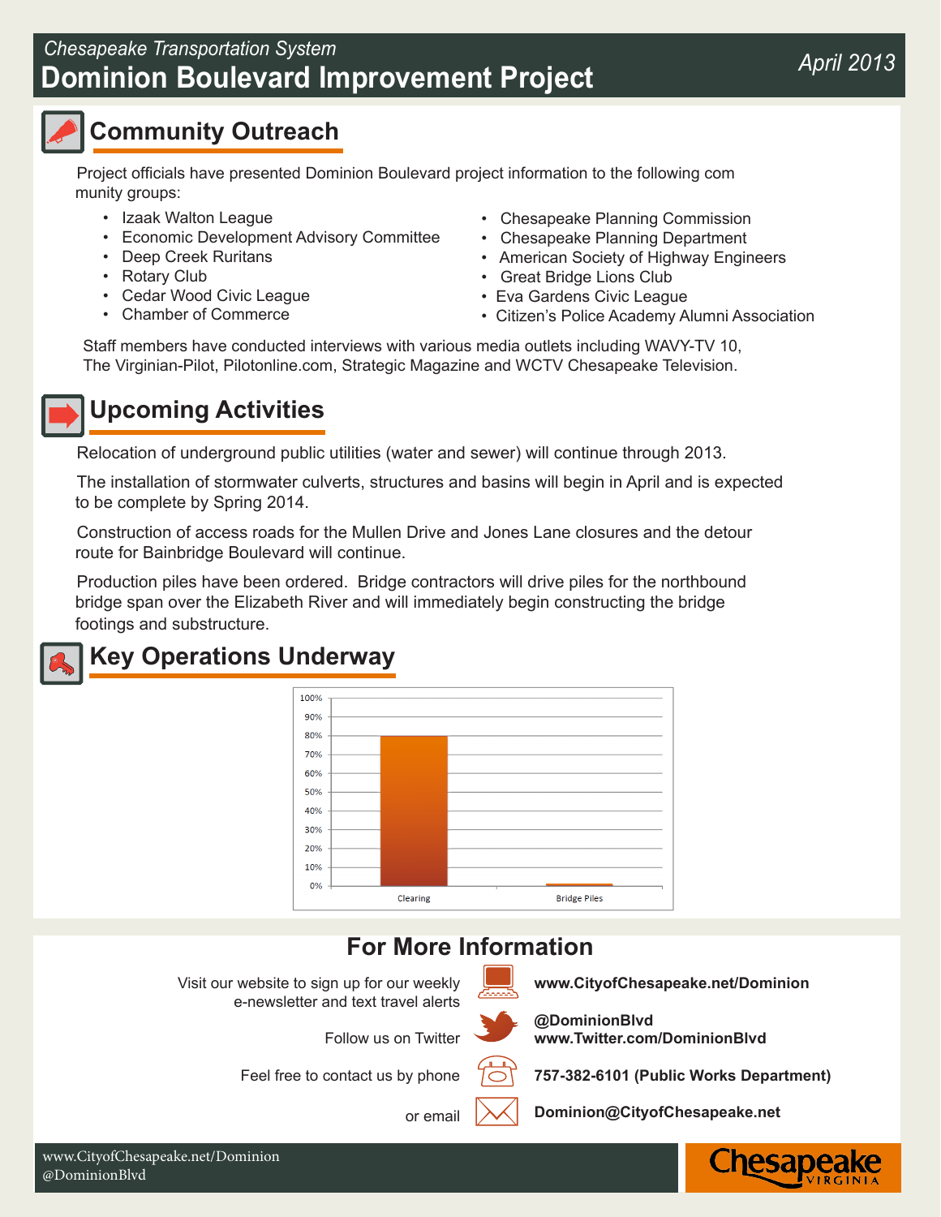*Chesapeake Transportation System*

# Dominion Boulevard Improvement Project

April 2013

## Community Outreach

Project officials have presented Dominion Boulevard project information to the following com munity groups:

- Izaak Walton League
- Economic Development Advisory Committee
- Deep Creek Ruritans
- Rotary Club
- Cedar Wood Civic League
- Chamber of Commerce
- Chesapeake Planning Commission
- Chesapeake Planning Department
- American Society of Highway Engineers
- Great Bridge Lions Club
- Eva Gardens Civic League
- Citizen's Police Academy Alumni Association

Staff members have conducted interviews with various media outlets including WAVY-TV 10, The Virginian-Pilot, Pilotonline.com, Strategic Magazine and WCTV Chesapeake Television.

## Upcoming Activities

Relocation of underground public utilities (water and sewer) will continue through 2013.

The installation of stormwater culverts, structures and basins will begin in April and is expected to be complete by Spring 2014.

Construction of access roads for the Mullen Drive and Jones Lane closures and the detour route for Bainbridge Boulevard will continue.

Production piles have been ordered. Bridge contractors will drive piles for the northbound bridge span over the Elizabeth River and will immediately begin constructing the bridge footings and substructure.

## Key Operations Underway

100%
90%
80%
70%
60%
50%
40%
30%
20%
10%
0%
Clearing
Bridge Piles

## For More Information

Visit our website to sign up for our weekly e-newsletter and text travel alerts **www.CityofChesapeake.net/Dominion**

Follow us on Twitter **@DominionBlvd** **www.Twitter.com/DominionBlvd**

Feel free to contact us by phone **757-382-6101 (Public Works Department)**

or email **Dominion@CityofChesapeake.net**

www.CityofChesapeake.net/Dominion
@DominionBlvd

Chesapeake VIRGINIA